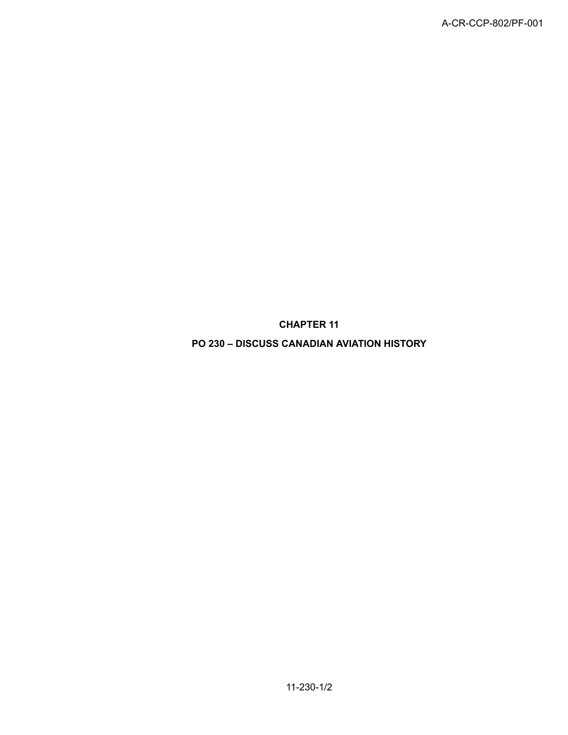# CHAPTER 11

## PO 230 – DISCUSS CANADIAN AVIATION HISTORY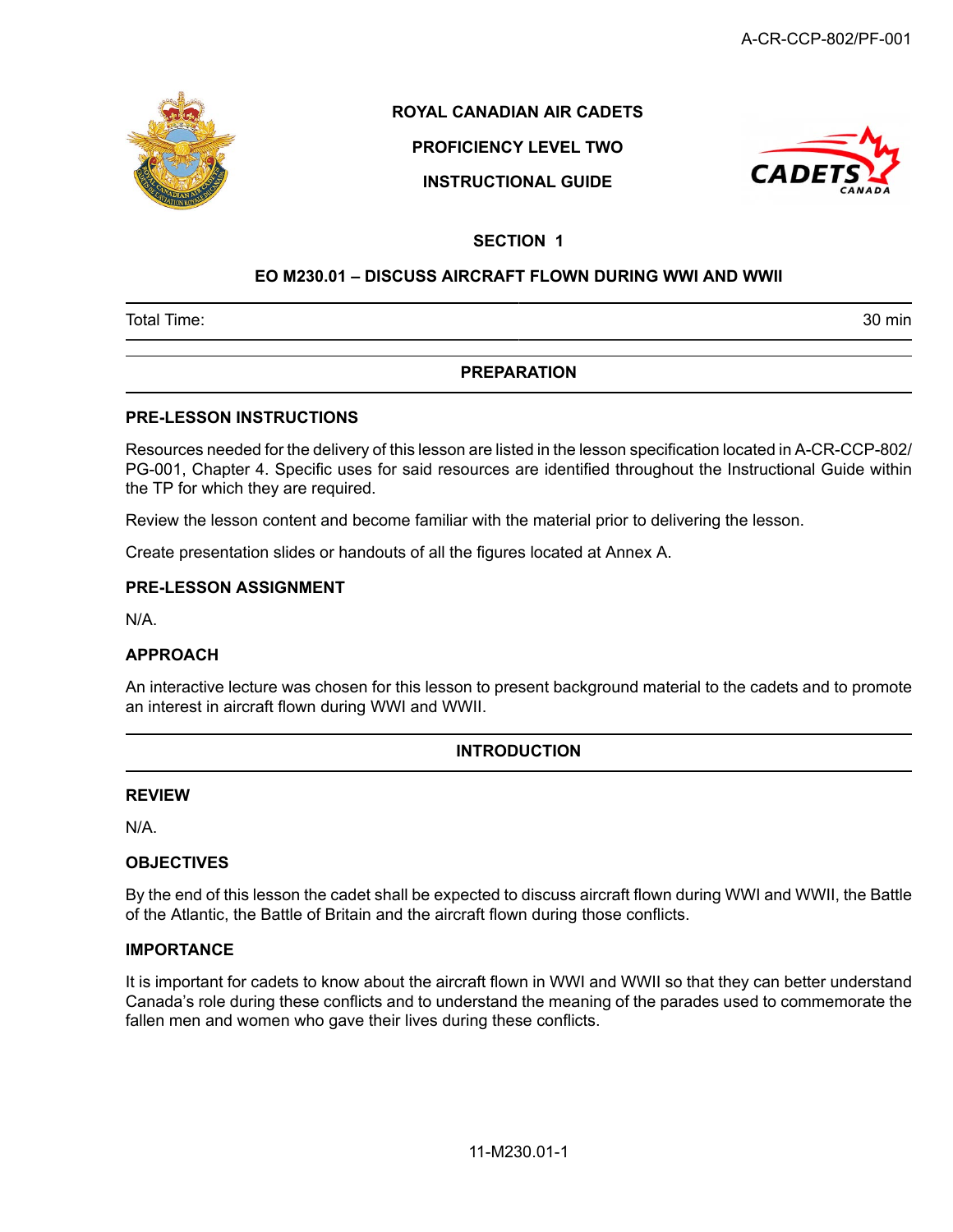# ROYAL CANADIAN AIR CADETS

## PROFICIENCY LEVEL TWO

## INSTRUCTIONAL GUIDE

### SECTION 1

### EO M230.01 – DISCUSS AIRCRAFT FLOWN DURING WWI AND WWII

| Total Time: | 30 min |
|---|---|

## PREPARATION

### PRE-LESSON INSTRUCTIONS

Resources needed for the delivery of this lesson are listed in the lesson specification located in A-CR-CCP-802/PG-001, Chapter 4. Specific uses for said resources are identified throughout the Instructional Guide within the TP for which they are required.

Review the lesson content and become familiar with the material prior to delivering the lesson.

Create presentation slides or handouts of all the figures located at Annex A.

### PRE-LESSON ASSIGNMENT

N/A.

### APPROACH

An interactive lecture was chosen for this lesson to present background material to the cadets and to promote an interest in aircraft flown during WWI and WWII.

## INTRODUCTION

### REVIEW

N/A.

### OBJECTIVES

By the end of this lesson the cadet shall be expected to discuss aircraft flown during WWI and WWII, the Battle of the Atlantic, the Battle of Britain and the aircraft flown during those conflicts.

### IMPORTANCE

It is important for cadets to know about the aircraft flown in WWI and WWII so that they can better understand Canada's role during these conflicts and to understand the meaning of the parades used to commemorate the fallen men and women who gave their lives during these conflicts.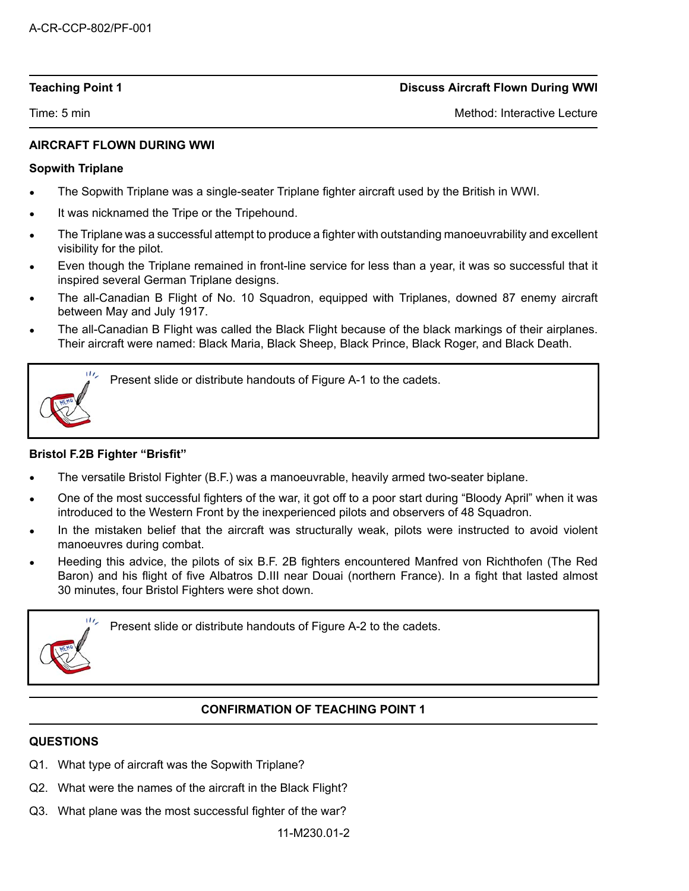| Teaching Point 1 | Discuss Aircraft Flown During WWI |
| --- | --- |
| Time: 5 min | Method: Interactive Lecture |

## AIRCRAFT FLOWN DURING WWI

### Sopwith Triplane

- The Sopwith Triplane was a single-seater Triplane fighter aircraft used by the British in WWI.
- It was nicknamed the Tripe or the Tripehound.
- The Triplane was a successful attempt to produce a fighter with outstanding manoeuvrability and excellent visibility for the pilot.
- Even though the Triplane remained in front-line service for less than a year, it was so successful that it inspired several German Triplane designs.
- The all-Canadian B Flight of No. 10 Squadron, equipped with Triplanes, downed 87 enemy aircraft between May and July 1917.
- The all-Canadian B Flight was called the Black Flight because of the black markings of their airplanes. Their aircraft were named: Black Maria, Black Sheep, Black Prince, Black Roger, and Black Death.

> Present slide or distribute handouts of Figure A-1 to the cadets.

### Bristol F.2B Fighter "Brisfit"

- The versatile Bristol Fighter (B.F.) was a manoeuvrable, heavily armed two-seater biplane.
- One of the most successful fighters of the war, it got off to a poor start during "Bloody April" when it was introduced to the Western Front by the inexperienced pilots and observers of 48 Squadron.
- In the mistaken belief that the aircraft was structurally weak, pilots were instructed to avoid violent manoeuvres during combat.
- Heeding this advice, the pilots of six B.F. 2B fighters encountered Manfred von Richthofen (The Red Baron) and his flight of five Albatros D.III near Douai (northern France). In a fight that lasted almost 30 minutes, four Bristol Fighters were shot down.

> Present slide or distribute handouts of Figure A-2 to the cadets.

## CONFIRMATION OF TEACHING POINT 1

### QUESTIONS

Q1. What type of aircraft was the Sopwith Triplane?

Q2. What were the names of the aircraft in the Black Flight?

Q3. What plane was the most successful fighter of the war?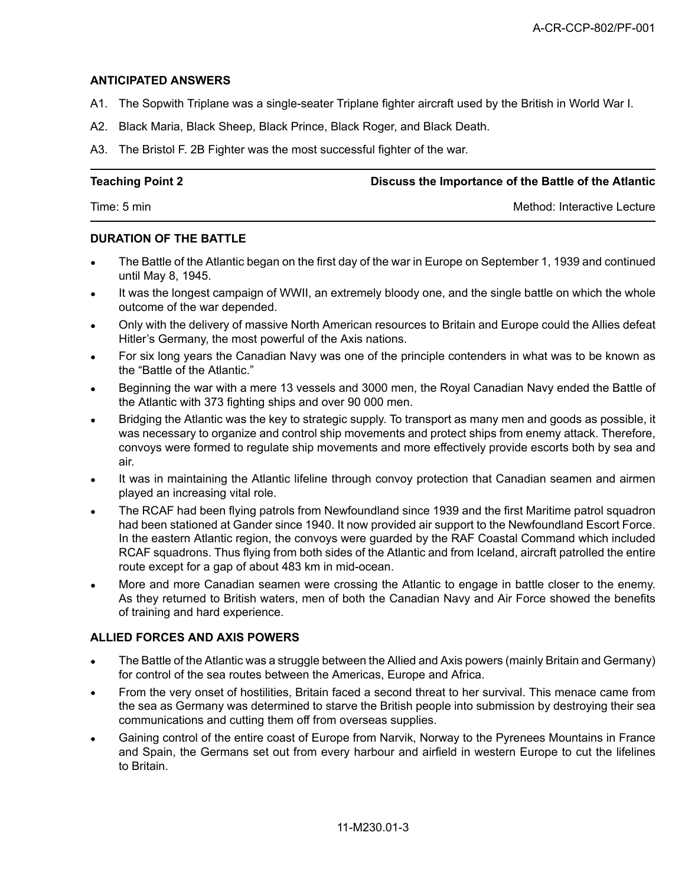### ANTICIPATED ANSWERS

A1. The Sopwith Triplane was a single-seater Triplane fighter aircraft used by the British in World War I.

A2. Black Maria, Black Sheep, Black Prince, Black Roger, and Black Death.

A3. The Bristol F. 2B Fighter was the most successful fighter of the war.

---

**Teaching Point 2** — **Discuss the Importance of the Battle of the Atlantic**

Time: 5 min — Method: Interactive Lecture

---

### DURATION OF THE BATTLE

- The Battle of the Atlantic began on the first day of the war in Europe on September 1, 1939 and continued until May 8, 1945.
- It was the longest campaign of WWII, an extremely bloody one, and the single battle on which the whole outcome of the war depended.
- Only with the delivery of massive North American resources to Britain and Europe could the Allies defeat Hitler's Germany, the most powerful of the Axis nations.
- For six long years the Canadian Navy was one of the principle contenders in what was to be known as the "Battle of the Atlantic."
- Beginning the war with a mere 13 vessels and 3000 men, the Royal Canadian Navy ended the Battle of the Atlantic with 373 fighting ships and over 90 000 men.
- Bridging the Atlantic was the key to strategic supply. To transport as many men and goods as possible, it was necessary to organize and control ship movements and protect ships from enemy attack. Therefore, convoys were formed to regulate ship movements and more effectively provide escorts both by sea and air.
- It was in maintaining the Atlantic lifeline through convoy protection that Canadian seamen and airmen played an increasing vital role.
- The RCAF had been flying patrols from Newfoundland since 1939 and the first Maritime patrol squadron had been stationed at Gander since 1940. It now provided air support to the Newfoundland Escort Force. In the eastern Atlantic region, the convoys were guarded by the RAF Coastal Command which included RCAF squadrons. Thus flying from both sides of the Atlantic and from Iceland, aircraft patrolled the entire route except for a gap of about 483 km in mid-ocean.
- More and more Canadian seamen were crossing the Atlantic to engage in battle closer to the enemy. As they returned to British waters, men of both the Canadian Navy and Air Force showed the benefits of training and hard experience.

### ALLIED FORCES AND AXIS POWERS

- The Battle of the Atlantic was a struggle between the Allied and Axis powers (mainly Britain and Germany) for control of the sea routes between the Americas, Europe and Africa.
- From the very onset of hostilities, Britain faced a second threat to her survival. This menace came from the sea as Germany was determined to starve the British people into submission by destroying their sea communications and cutting them off from overseas supplies.
- Gaining control of the entire coast of Europe from Narvik, Norway to the Pyrenees Mountains in France and Spain, the Germans set out from every harbour and airfield in western Europe to cut the lifelines to Britain.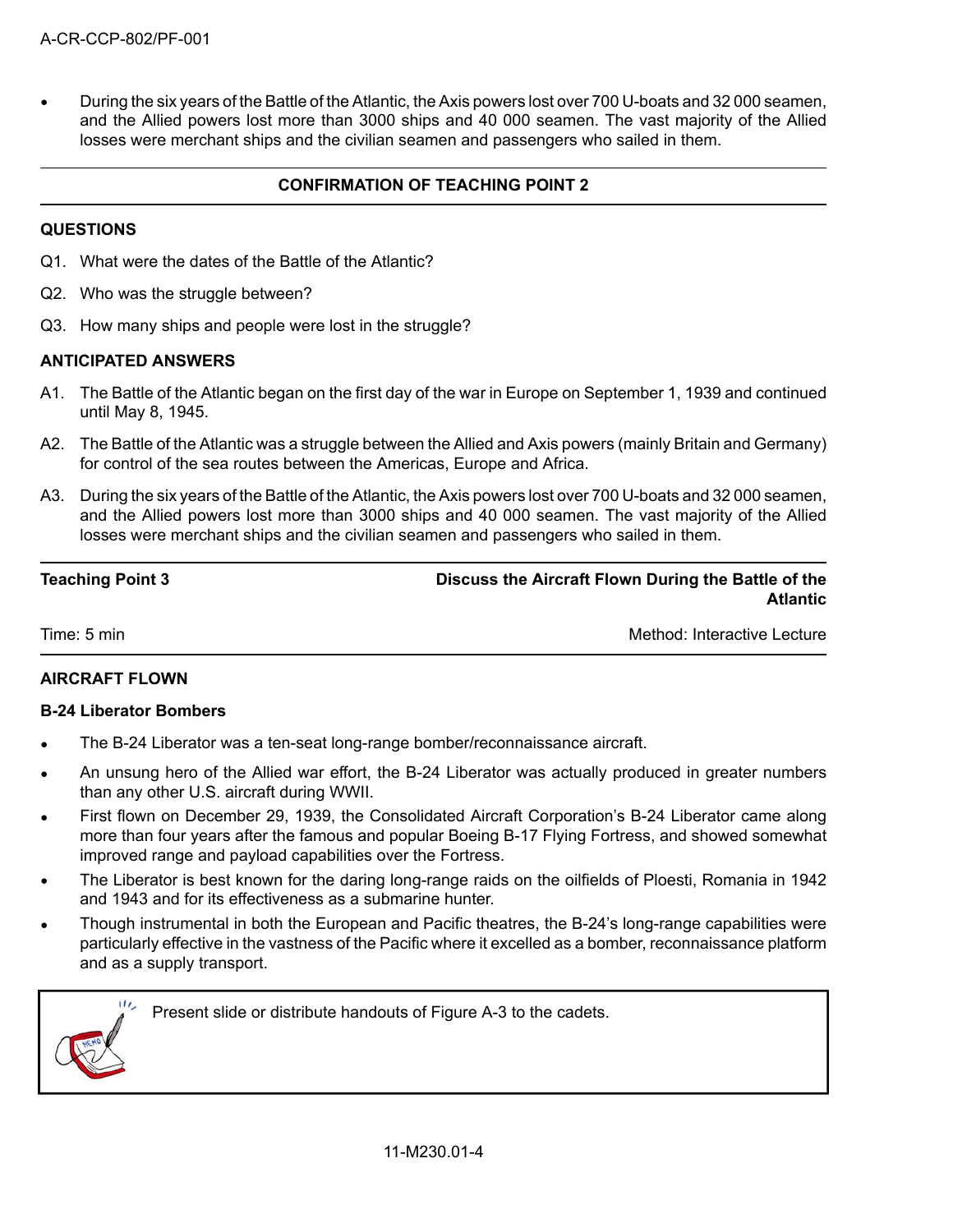- During the six years of the Battle of the Atlantic, the Axis powers lost over 700 U-boats and 32 000 seamen, and the Allied powers lost more than 3000 ships and 40 000 seamen. The vast majority of the Allied losses were merchant ships and the civilian seamen and passengers who sailed in them.

---

**CONFIRMATION OF TEACHING POINT 2**

---

**QUESTIONS**

Q1. What were the dates of the Battle of the Atlantic?

Q2. Who was the struggle between?

Q3. How many ships and people were lost in the struggle?

**ANTICIPATED ANSWERS**

A1. The Battle of the Atlantic began on the first day of the war in Europe on September 1, 1939 and continued until May 8, 1945.

A2. The Battle of the Atlantic was a struggle between the Allied and Axis powers (mainly Britain and Germany) for control of the sea routes between the Americas, Europe and Africa.

A3. During the six years of the Battle of the Atlantic, the Axis powers lost over 700 U-boats and 32 000 seamen, and the Allied powers lost more than 3000 ships and 40 000 seamen. The vast majority of the Allied losses were merchant ships and the civilian seamen and passengers who sailed in them.

---

**Teaching Point 3** — **Discuss the Aircraft Flown During the Battle of the Atlantic**

Time: 5 min — Method: Interactive Lecture

---

**AIRCRAFT FLOWN**

**B-24 Liberator Bombers**

- The B-24 Liberator was a ten-seat long-range bomber/reconnaissance aircraft.
- An unsung hero of the Allied war effort, the B-24 Liberator was actually produced in greater numbers than any other U.S. aircraft during WWII.
- First flown on December 29, 1939, the Consolidated Aircraft Corporation's B-24 Liberator came along more than four years after the famous and popular Boeing B-17 Flying Fortress, and showed somewhat improved range and payload capabilities over the Fortress.
- The Liberator is best known for the daring long-range raids on the oilfields of Ploesti, Romania in 1942 and 1943 and for its effectiveness as a submarine hunter.
- Though instrumental in both the European and Pacific theatres, the B-24's long-range capabilities were particularly effective in the vastness of the Pacific where it excelled as a bomber, reconnaissance platform and as a supply transport.

> Present slide or distribute handouts of Figure A-3 to the cadets.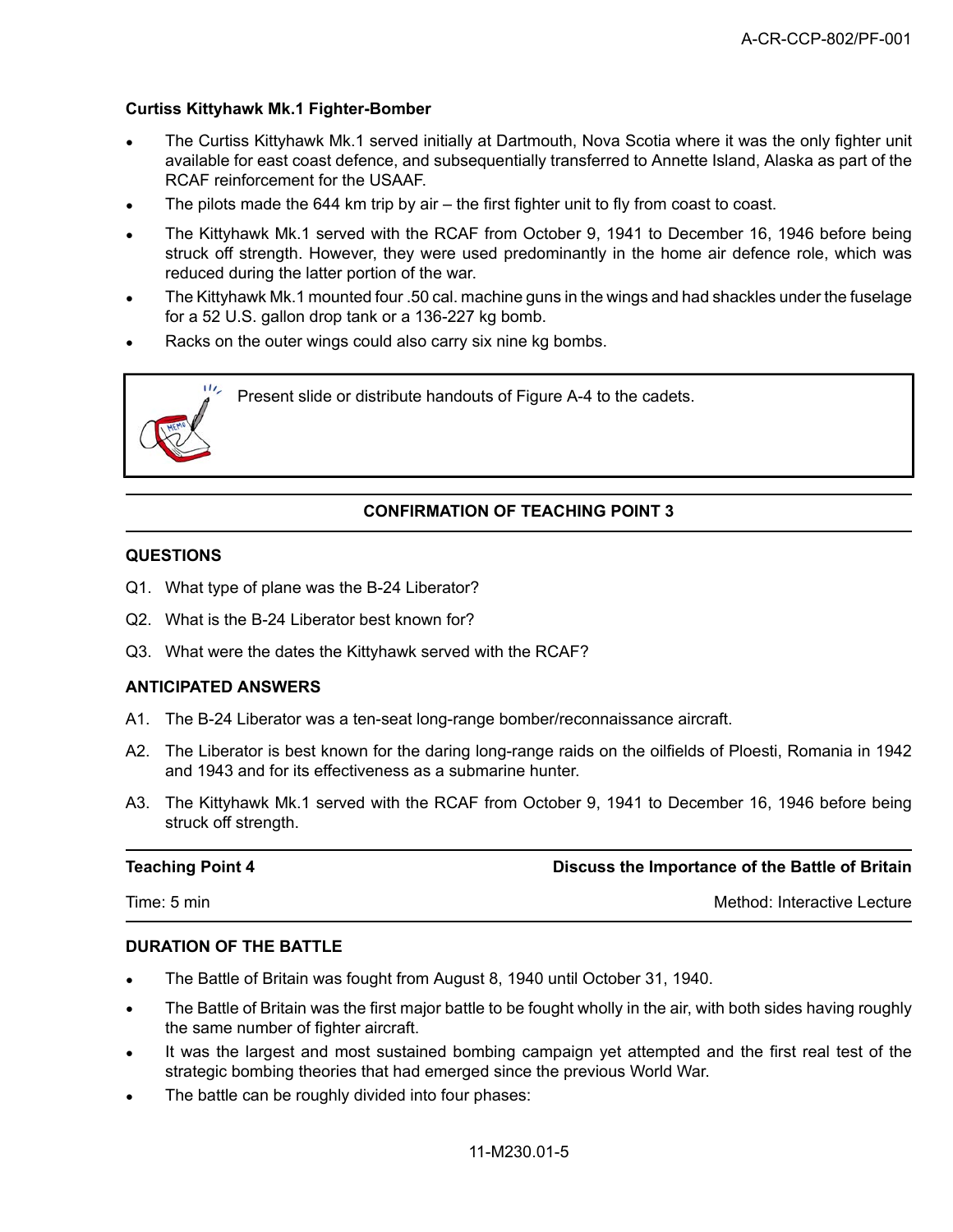**Curtiss Kittyhawk Mk.1 Fighter-Bomber**

- The Curtiss Kittyhawk Mk.1 served initially at Dartmouth, Nova Scotia where it was the only fighter unit available for east coast defence, and subsequentially transferred to Annette Island, Alaska as part of the RCAF reinforcement for the USAAF.
- The pilots made the 644 km trip by air – the first fighter unit to fly from coast to coast.
- The Kittyhawk Mk.1 served with the RCAF from October 9, 1941 to December 16, 1946 before being struck off strength. However, they were used predominantly in the home air defence role, which was reduced during the latter portion of the war.
- The Kittyhawk Mk.1 mounted four .50 cal. machine guns in the wings and had shackles under the fuselage for a 52 U.S. gallon drop tank or a 136-227 kg bomb.
- Racks on the outer wings could also carry six nine kg bombs.

> Present slide or distribute handouts of Figure A-4 to the cadets.

**CONFIRMATION OF TEACHING POINT 3**

**QUESTIONS**

Q1. What type of plane was the B-24 Liberator?

Q2. What is the B-24 Liberator best known for?

Q3. What were the dates the Kittyhawk served with the RCAF?

**ANTICIPATED ANSWERS**

A1. The B-24 Liberator was a ten-seat long-range bomber/reconnaissance aircraft.

A2. The Liberator is best known for the daring long-range raids on the oilfields of Ploesti, Romania in 1942 and 1943 and for its effectiveness as a submarine hunter.

A3. The Kittyhawk Mk.1 served with the RCAF from October 9, 1941 to December 16, 1946 before being struck off strength.

| **Teaching Point 4** | **Discuss the Importance of the Battle of Britain** |
|---|---|
| Time: 5 min | Method: Interactive Lecture |

**DURATION OF THE BATTLE**

- The Battle of Britain was fought from August 8, 1940 until October 31, 1940.
- The Battle of Britain was the first major battle to be fought wholly in the air, with both sides having roughly the same number of fighter aircraft.
- It was the largest and most sustained bombing campaign yet attempted and the first real test of the strategic bombing theories that had emerged since the previous World War.
- The battle can be roughly divided into four phases: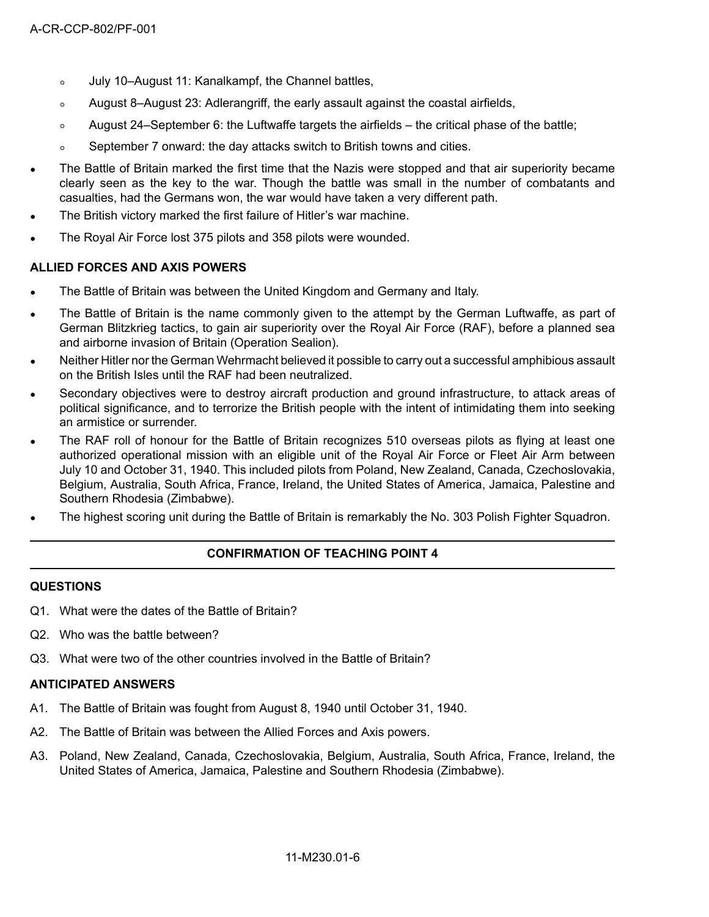- July 10–August 11: Kanalkampf, the Channel battles,
  - August 8–August 23: Adlerangriff, the early assault against the coastal airfields,
  - August 24–September 6: the Luftwaffe targets the airfields – the critical phase of the battle;
  - September 7 onward: the day attacks switch to British towns and cities.
- The Battle of Britain marked the first time that the Nazis were stopped and that air superiority became clearly seen as the key to the war. Though the battle was small in the number of combatants and casualties, had the Germans won, the war would have taken a very different path.
- The British victory marked the first failure of Hitler's war machine.
- The Royal Air Force lost 375 pilots and 358 pilots were wounded.

**ALLIED FORCES AND AXIS POWERS**

- The Battle of Britain was between the United Kingdom and Germany and Italy.
- The Battle of Britain is the name commonly given to the attempt by the German Luftwaffe, as part of German Blitzkrieg tactics, to gain air superiority over the Royal Air Force (RAF), before a planned sea and airborne invasion of Britain (Operation Sealion).
- Neither Hitler nor the German Wehrmacht believed it possible to carry out a successful amphibious assault on the British Isles until the RAF had been neutralized.
- Secondary objectives were to destroy aircraft production and ground infrastructure, to attack areas of political significance, and to terrorize the British people with the intent of intimidating them into seeking an armistice or surrender.
- The RAF roll of honour for the Battle of Britain recognizes 510 overseas pilots as flying at least one authorized operational mission with an eligible unit of the Royal Air Force or Fleet Air Arm between July 10 and October 31, 1940. This included pilots from Poland, New Zealand, Canada, Czechoslovakia, Belgium, Australia, South Africa, France, Ireland, the United States of America, Jamaica, Palestine and Southern Rhodesia (Zimbabwe).
- The highest scoring unit during the Battle of Britain is remarkably the No. 303 Polish Fighter Squadron.

---

**CONFIRMATION OF TEACHING POINT 4**

---

**QUESTIONS**

Q1. What were the dates of the Battle of Britain?

Q2. Who was the battle between?

Q3. What were two of the other countries involved in the Battle of Britain?

**ANTICIPATED ANSWERS**

A1. The Battle of Britain was fought from August 8, 1940 until October 31, 1940.

A2. The Battle of Britain was between the Allied Forces and Axis powers.

A3. Poland, New Zealand, Canada, Czechoslovakia, Belgium, Australia, South Africa, France, Ireland, the United States of America, Jamaica, Palestine and Southern Rhodesia (Zimbabwe).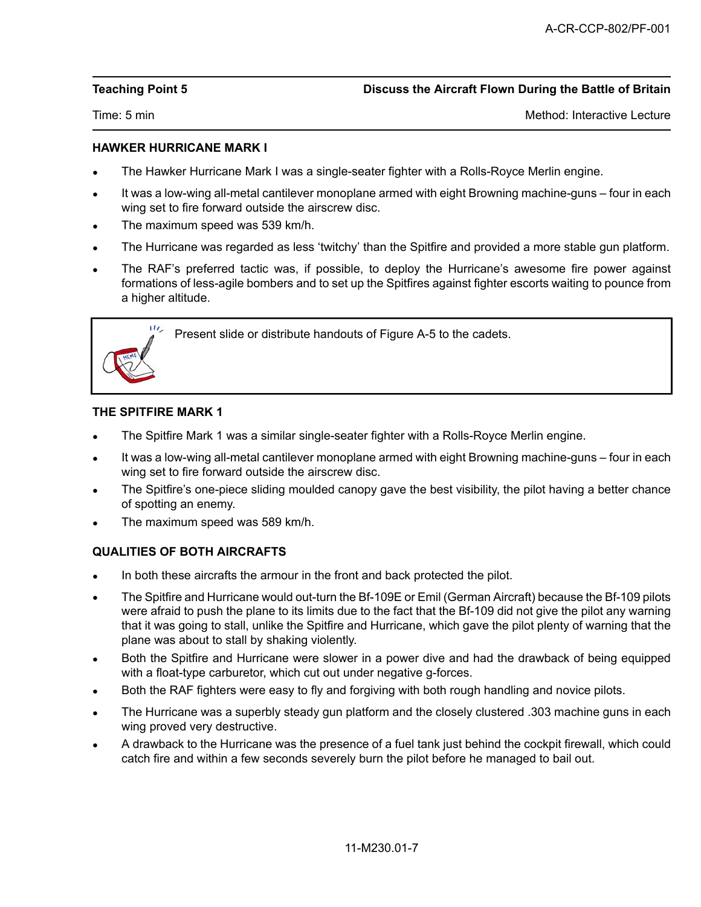**Teaching Point 5** **Discuss the Aircraft Flown During the Battle of Britain**

Time: 5 min Method: Interactive Lecture

**HAWKER HURRICANE MARK I**

- The Hawker Hurricane Mark I was a single-seater fighter with a Rolls-Royce Merlin engine.
- It was a low-wing all-metal cantilever monoplane armed with eight Browning machine-guns – four in each wing set to fire forward outside the airscrew disc.
- The maximum speed was 539 km/h.
- The Hurricane was regarded as less 'twitchy' than the Spitfire and provided a more stable gun platform.
- The RAF's preferred tactic was, if possible, to deploy the Hurricane's awesome fire power against formations of less-agile bombers and to set up the Spitfires against fighter escorts waiting to pounce from a higher altitude.

> Present slide or distribute handouts of Figure A-5 to the cadets.

**THE SPITFIRE MARK 1**

- The Spitfire Mark 1 was a similar single-seater fighter with a Rolls-Royce Merlin engine.
- It was a low-wing all-metal cantilever monoplane armed with eight Browning machine-guns – four in each wing set to fire forward outside the airscrew disc.
- The Spitfire's one-piece sliding moulded canopy gave the best visibility, the pilot having a better chance of spotting an enemy.
- The maximum speed was 589 km/h.

**QUALITIES OF BOTH AIRCRAFTS**

- In both these aircrafts the armour in the front and back protected the pilot.
- The Spitfire and Hurricane would out-turn the Bf-109E or Emil (German Aircraft) because the Bf-109 pilots were afraid to push the plane to its limits due to the fact that the Bf-109 did not give the pilot any warning that it was going to stall, unlike the Spitfire and Hurricane, which gave the pilot plenty of warning that the plane was about to stall by shaking violently.
- Both the Spitfire and Hurricane were slower in a power dive and had the drawback of being equipped with a float-type carburetor, which cut out under negative g-forces.
- Both the RAF fighters were easy to fly and forgiving with both rough handling and novice pilots.
- The Hurricane was a superbly steady gun platform and the closely clustered .303 machine guns in each wing proved very destructive.
- A drawback to the Hurricane was the presence of a fuel tank just behind the cockpit firewall, which could catch fire and within a few seconds severely burn the pilot before he managed to bail out.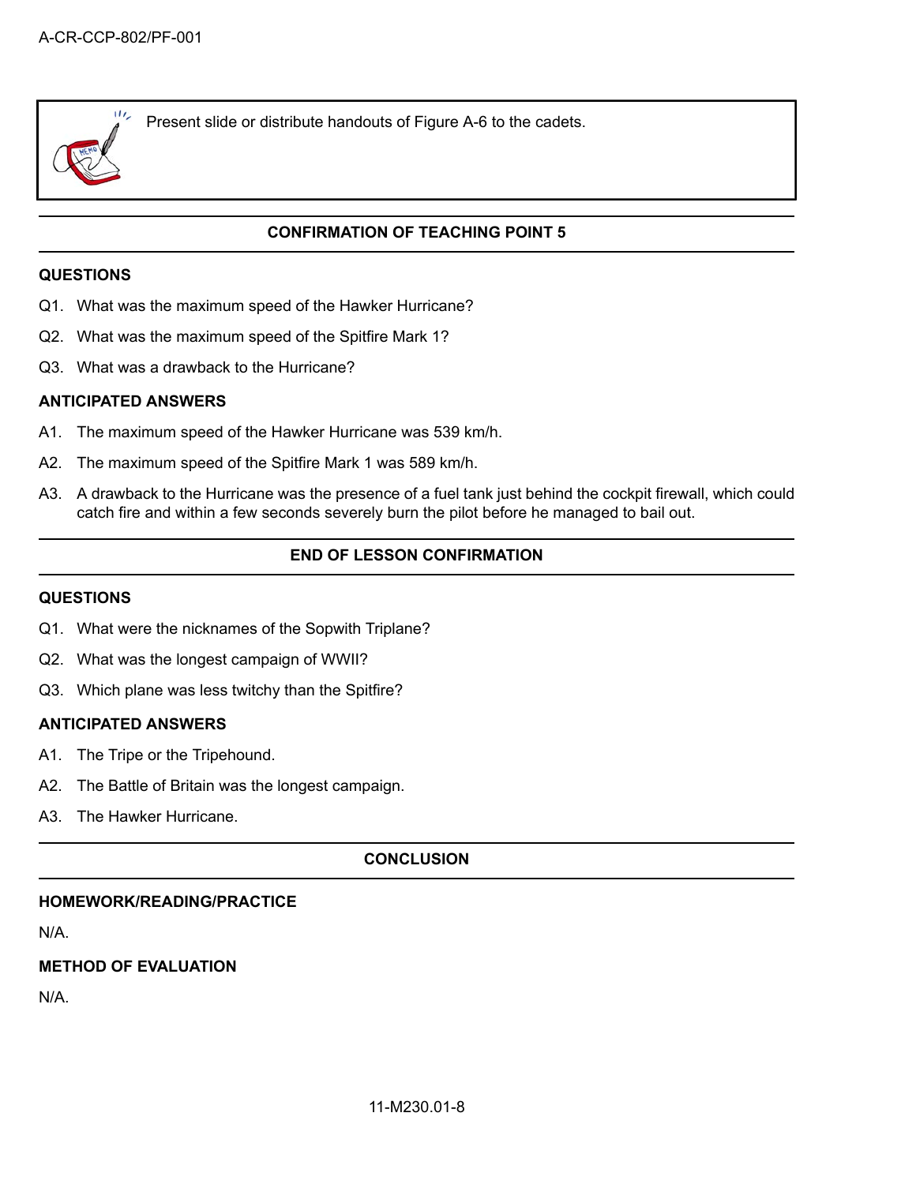Present slide or distribute handouts of Figure A-6 to the cadets.

## CONFIRMATION OF TEACHING POINT 5

### QUESTIONS

Q1. What was the maximum speed of the Hawker Hurricane?

Q2. What was the maximum speed of the Spitfire Mark 1?

Q3. What was a drawback to the Hurricane?

### ANTICIPATED ANSWERS

A1. The maximum speed of the Hawker Hurricane was 539 km/h.

A2. The maximum speed of the Spitfire Mark 1 was 589 km/h.

A3. A drawback to the Hurricane was the presence of a fuel tank just behind the cockpit firewall, which could catch fire and within a few seconds severely burn the pilot before he managed to bail out.

## END OF LESSON CONFIRMATION

### QUESTIONS

Q1. What were the nicknames of the Sopwith Triplane?

Q2. What was the longest campaign of WWII?

Q3. Which plane was less twitchy than the Spitfire?

### ANTICIPATED ANSWERS

A1. The Tripe or the Tripehound.

A2. The Battle of Britain was the longest campaign.

A3. The Hawker Hurricane.

## CONCLUSION

### HOMEWORK/READING/PRACTICE

N/A.

### METHOD OF EVALUATION

N/A.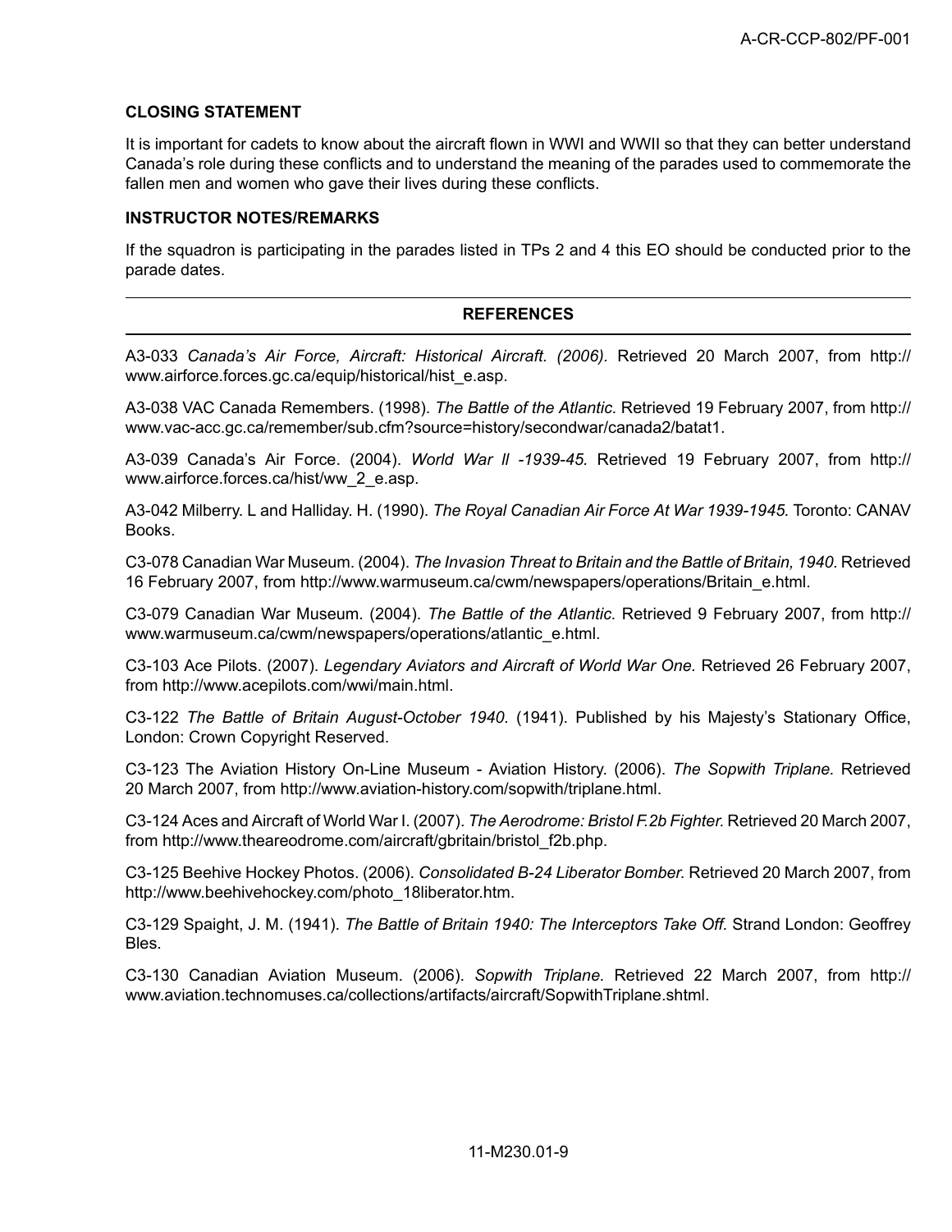### CLOSING STATEMENT

It is important for cadets to know about the aircraft flown in WWI and WWII so that they can better understand Canada's role during these conflicts and to understand the meaning of the parades used to commemorate the fallen men and women who gave their lives during these conflicts.

### INSTRUCTOR NOTES/REMARKS

If the squadron is participating in the parades listed in TPs 2 and 4 this EO should be conducted prior to the parade dates.

## REFERENCES

A3-033 *Canada's Air Force, Aircraft: Historical Aircraft. (2006).* Retrieved 20 March 2007, from http://www.airforce.forces.gc.ca/equip/historical/hist_e.asp.

A3-038 VAC Canada Remembers. (1998). *The Battle of the Atlantic.* Retrieved 19 February 2007, from http://www.vac-acc.gc.ca/remember/sub.cfm?source=history/secondwar/canada2/batat1.

A3-039 Canada's Air Force. (2004). *World War ll -1939-45.* Retrieved 19 February 2007, from http://www.airforce.forces.ca/hist/ww_2_e.asp.

A3-042 Milberry. L and Halliday. H. (1990). *The Royal Canadian Air Force At War 1939-1945.* Toronto: CANAV Books.

C3-078 Canadian War Museum. (2004). *The Invasion Threat to Britain and the Battle of Britain, 1940*. Retrieved 16 February 2007, from http://www.warmuseum.ca/cwm/newspapers/operations/Britain_e.html.

C3-079 Canadian War Museum. (2004). *The Battle of the Atlantic.* Retrieved 9 February 2007, from http://www.warmuseum.ca/cwm/newspapers/operations/atlantic_e.html.

C3-103 Ace Pilots. (2007). *Legendary Aviators and Aircraft of World War One.* Retrieved 26 February 2007, from http://www.acepilots.com/wwi/main.html.

C3-122 *The Battle of Britain August-October 1940.* (1941). Published by his Majesty's Stationary Office, London: Crown Copyright Reserved.

C3-123 The Aviation History On-Line Museum - Aviation History. (2006). *The Sopwith Triplane.* Retrieved 20 March 2007, from http://www.aviation-history.com/sopwith/triplane.html.

C3-124 Aces and Aircraft of World War I. (2007). *The Aerodrome: Bristol F.2b Fighter.* Retrieved 20 March 2007, from http://www.theareodrome.com/aircraft/gbritain/bristol_f2b.php.

C3-125 Beehive Hockey Photos. (2006). *Consolidated B-24 Liberator Bomber.* Retrieved 20 March 2007, from http://www.beehivehockey.com/photo_18liberator.htm.

C3-129 Spaight, J. M. (1941). *The Battle of Britain 1940: The Interceptors Take Off.* Strand London: Geoffrey Bles.

C3-130 Canadian Aviation Museum. (2006). *Sopwith Triplane.* Retrieved 22 March 2007, from http://www.aviation.technomuses.ca/collections/artifacts/aircraft/SopwithTriplane.shtml.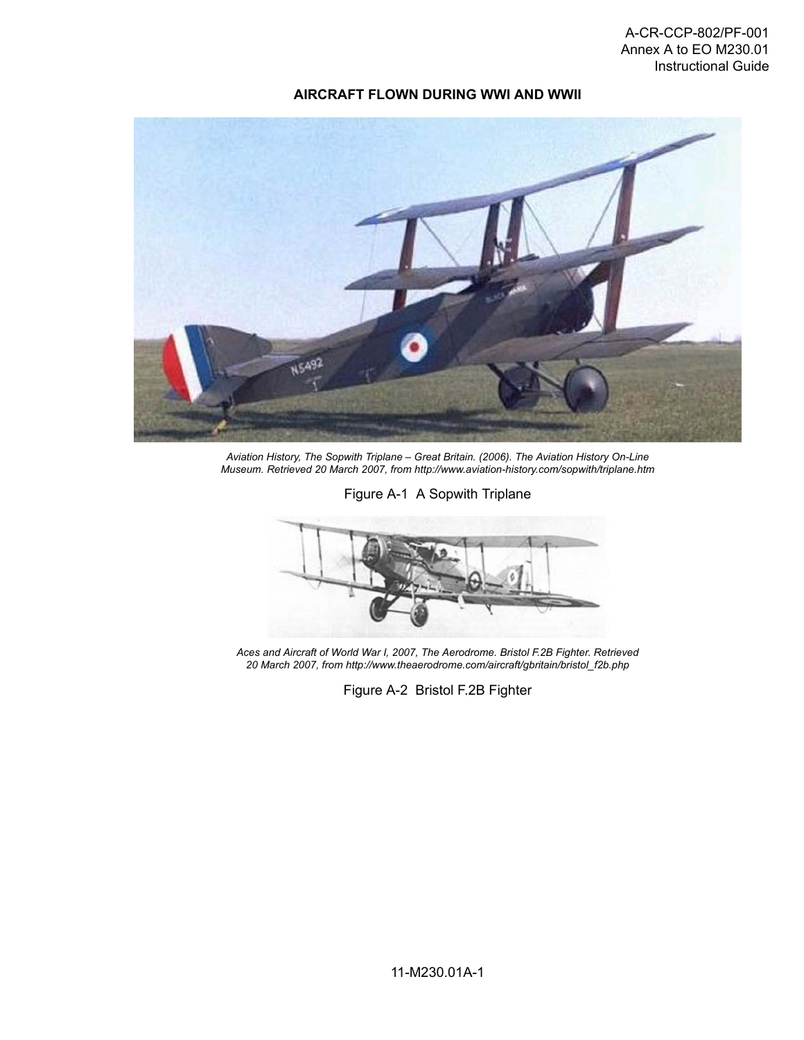**AIRCRAFT FLOWN DURING WWI AND WWII**

*Aviation History, The Sopwith Triplane – Great Britain. (2006). The Aviation History On-Line Museum. Retrieved 20 March 2007, from http://www.aviation-history.com/sopwith/triplane.htm*

Figure A-1 A Sopwith Triplane

*Aces and Aircraft of World War I, 2007, The Aerodrome. Bristol F.2B Fighter. Retrieved 20 March 2007, from http://www.theaerodrome.com/aircraft/gbritain/bristol_f2b.php*

Figure A-2 Bristol F.2B Fighter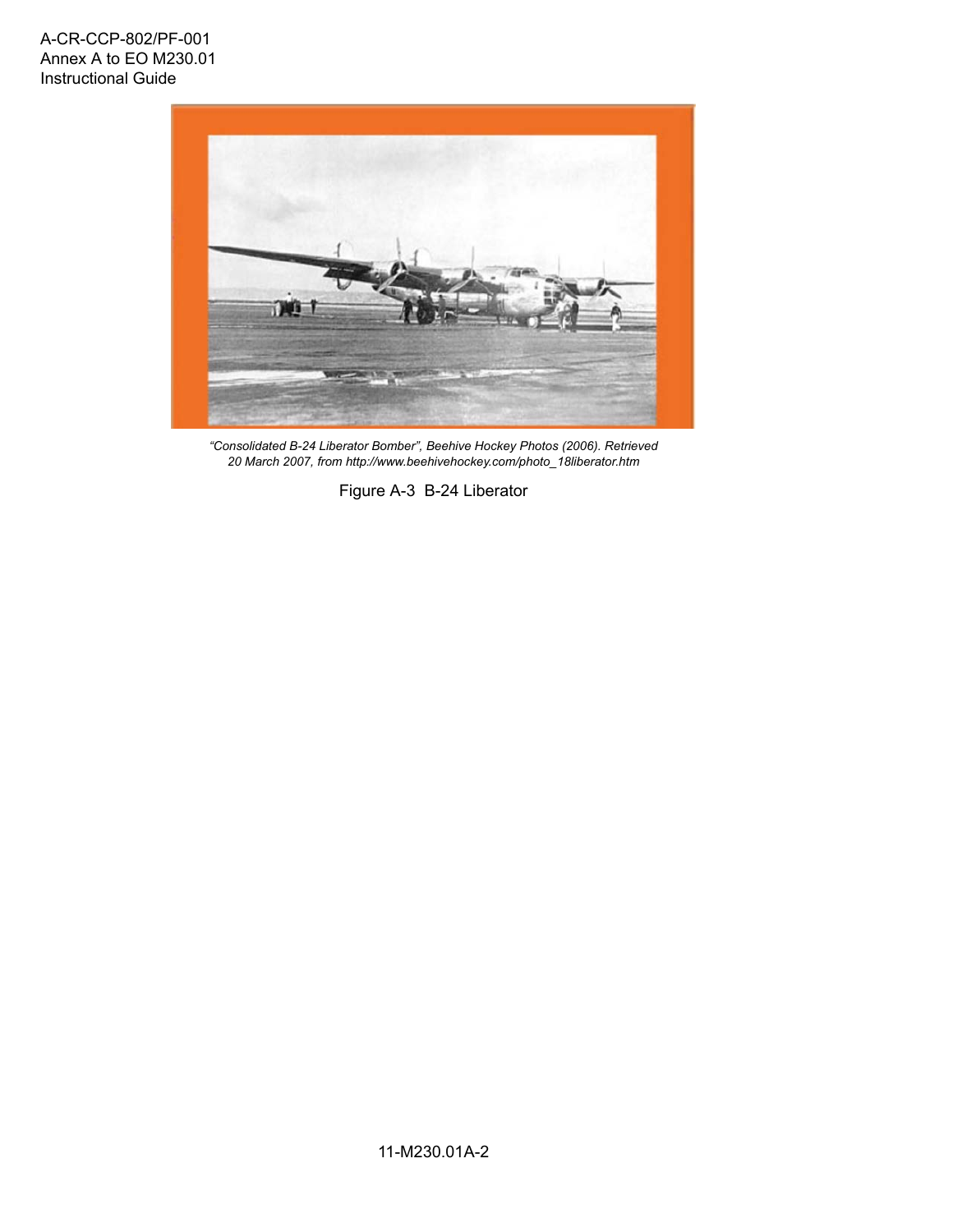*"Consolidated B-24 Liberator Bomber", Beehive Hockey Photos (2006). Retrieved 20 March 2007, from http://www.beehivehockey.com/photo_18liberator.htm*

Figure A-3 B-24 Liberator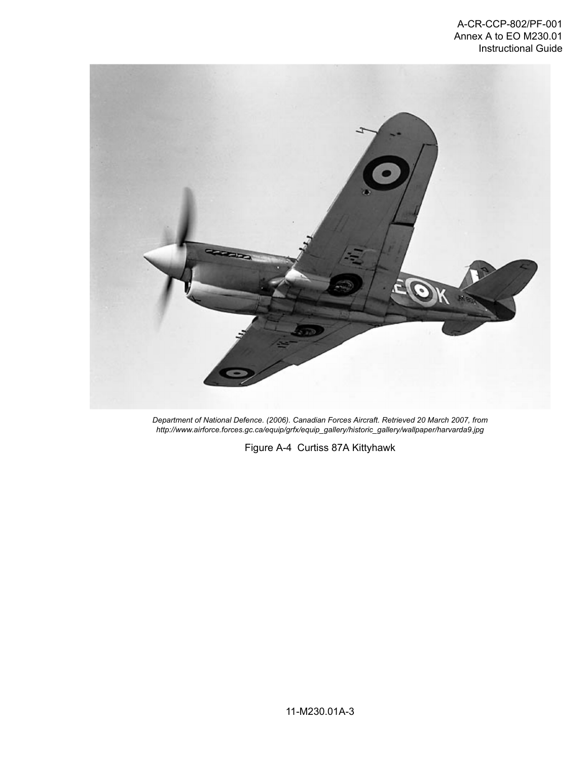*Department of National Defence. (2006). Canadian Forces Aircraft. Retrieved 20 March 2007, from http://www.airforce.forces.gc.ca/equip/grfx/equip_gallery/historic_gallery/wallpaper/harvarda9.jpg*

Figure A-4 Curtiss 87A Kittyhawk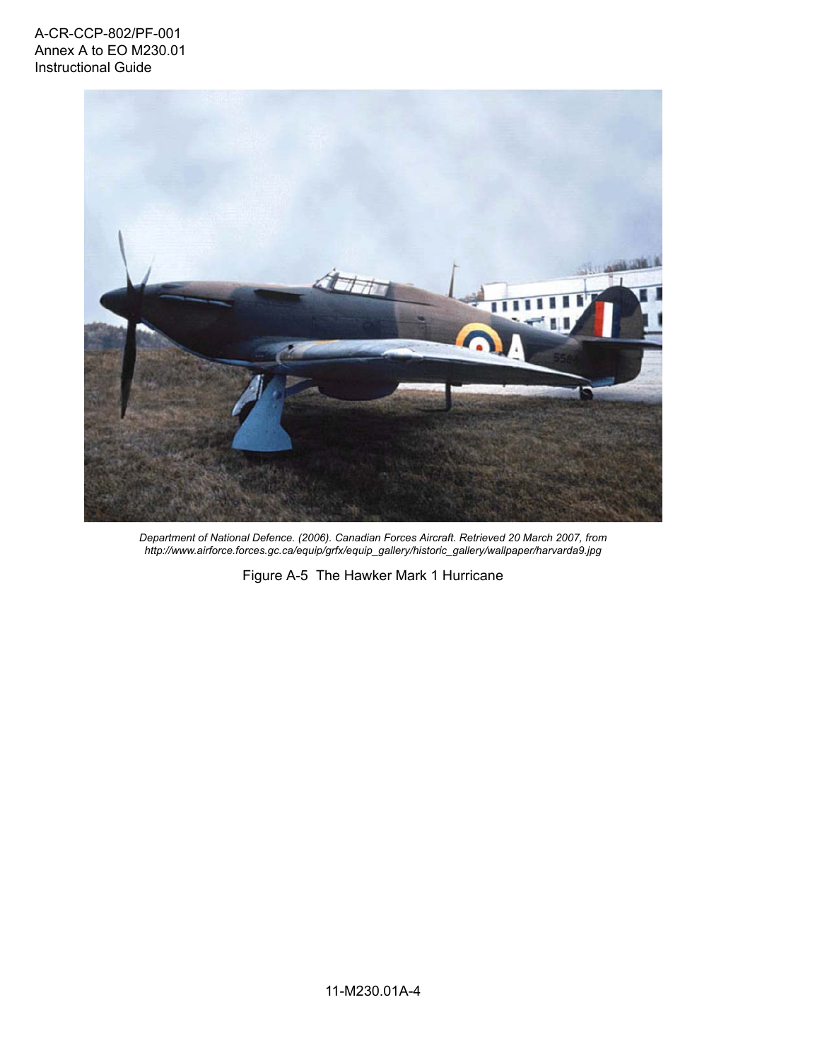*Department of National Defence. (2006). Canadian Forces Aircraft. Retrieved 20 March 2007, from http://www.airforce.forces.gc.ca/equip/grfx/equip_gallery/historic_gallery/wallpaper/harvarda9.jpg*

Figure A-5 The Hawker Mark 1 Hurricane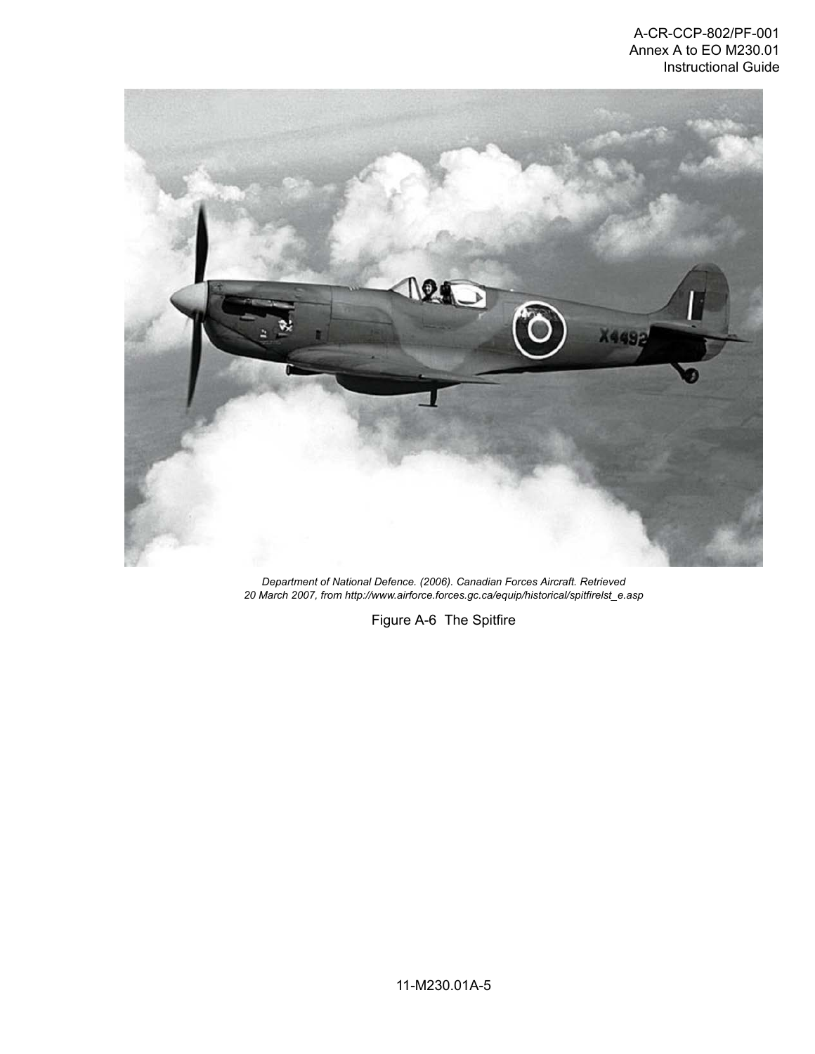*Department of National Defence. (2006). Canadian Forces Aircraft. Retrieved 20 March 2007, from http://www.airforce.forces.gc.ca/equip/historical/spitfirelst_e.asp*

Figure A-6 The Spitfire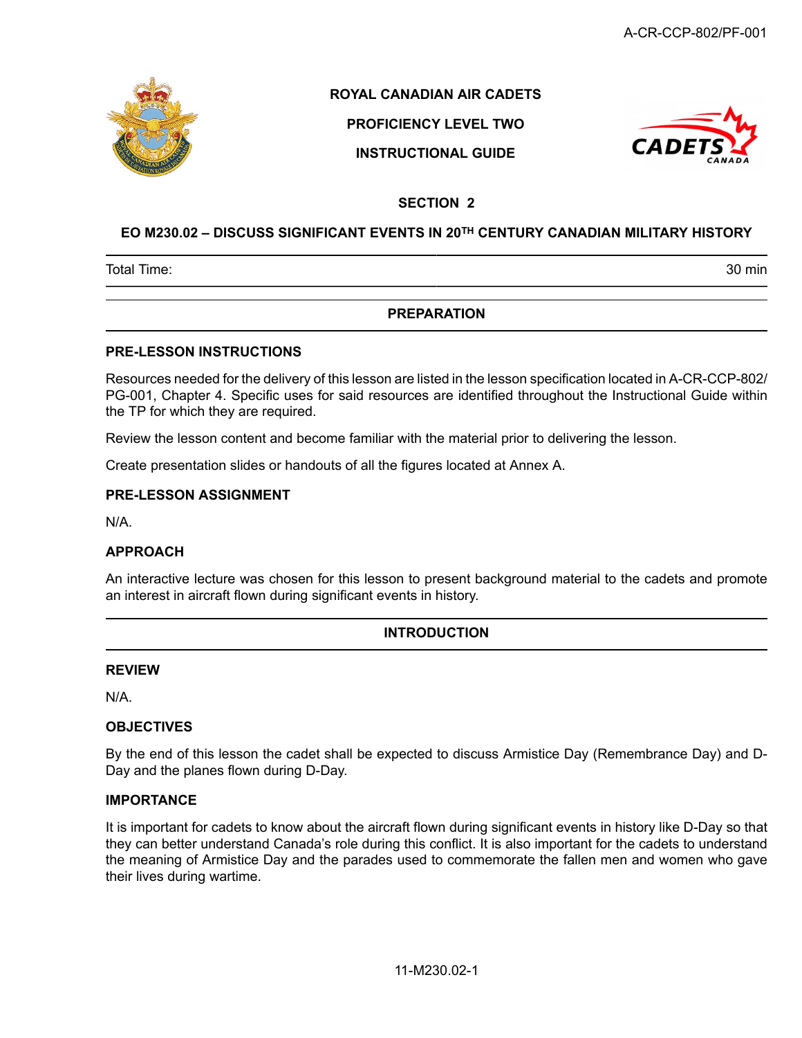**ROYAL CANADIAN AIR CADETS**

**PROFICIENCY LEVEL TWO**

**INSTRUCTIONAL GUIDE**

**SECTION 2**

# EO M230.02 – DISCUSS SIGNIFICANT EVENTS IN 20TH CENTURY CANADIAN MILITARY HISTORY

| Total Time: | 30 min |
|---|---|

## PREPARATION

### PRE-LESSON INSTRUCTIONS

Resources needed for the delivery of this lesson are listed in the lesson specification located in A-CR-CCP-802/PG-001, Chapter 4. Specific uses for said resources are identified throughout the Instructional Guide within the TP for which they are required.

Review the lesson content and become familiar with the material prior to delivering the lesson.

Create presentation slides or handouts of all the figures located at Annex A.

### PRE-LESSON ASSIGNMENT

N/A.

### APPROACH

An interactive lecture was chosen for this lesson to present background material to the cadets and promote an interest in aircraft flown during significant events in history.

## INTRODUCTION

### REVIEW

N/A.

### OBJECTIVES

By the end of this lesson the cadet shall be expected to discuss Armistice Day (Remembrance Day) and D-Day and the planes flown during D-Day.

### IMPORTANCE

It is important for cadets to know about the aircraft flown during significant events in history like D-Day so that they can better understand Canada's role during this conflict. It is also important for the cadets to understand the meaning of Armistice Day and the parades used to commemorate the fallen men and women who gave their lives during wartime.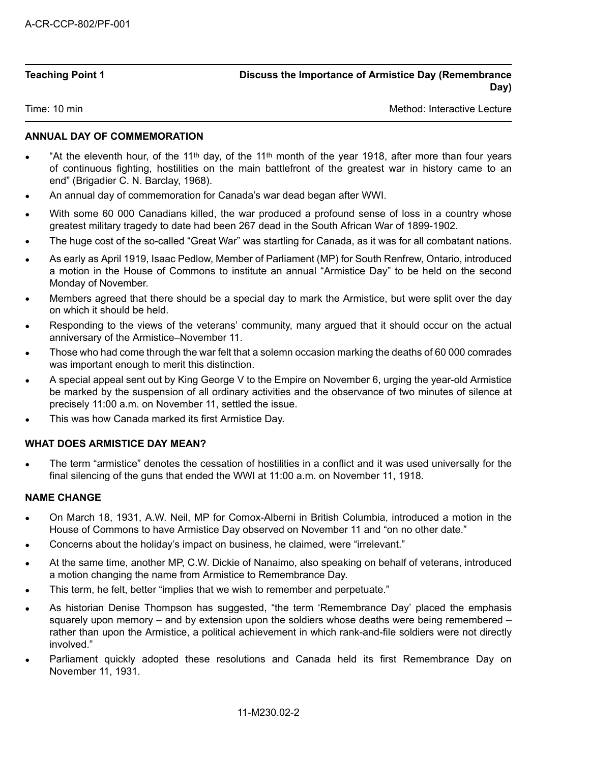**Teaching Point 1** — **Discuss the Importance of Armistice Day (Remembrance Day)**

Time: 10 min — Method: Interactive Lecture

**ANNUAL DAY OF COMMEMORATION**

- "At the eleventh hour, of the 11th day, of the 11th month of the year 1918, after more than four years of continuous fighting, hostilities on the main battlefront of the greatest war in history came to an end" (Brigadier C. N. Barclay, 1968).
- An annual day of commemoration for Canada's war dead began after WWI.
- With some 60 000 Canadians killed, the war produced a profound sense of loss in a country whose greatest military tragedy to date had been 267 dead in the South African War of 1899-1902.
- The huge cost of the so-called "Great War" was startling for Canada, as it was for all combatant nations.
- As early as April 1919, Isaac Pedlow, Member of Parliament (MP) for South Renfrew, Ontario, introduced a motion in the House of Commons to institute an annual "Armistice Day" to be held on the second Monday of November.
- Members agreed that there should be a special day to mark the Armistice, but were split over the day on which it should be held.
- Responding to the views of the veterans' community, many argued that it should occur on the actual anniversary of the Armistice–November 11.
- Those who had come through the war felt that a solemn occasion marking the deaths of 60 000 comrades was important enough to merit this distinction.
- A special appeal sent out by King George V to the Empire on November 6, urging the year-old Armistice be marked by the suspension of all ordinary activities and the observance of two minutes of silence at precisely 11:00 a.m. on November 11, settled the issue.
- This was how Canada marked its first Armistice Day.

**WHAT DOES ARMISTICE DAY MEAN?**

- The term "armistice" denotes the cessation of hostilities in a conflict and it was used universally for the final silencing of the guns that ended the WWI at 11:00 a.m. on November 11, 1918.

**NAME CHANGE**

- On March 18, 1931, A.W. Neil, MP for Comox-Alberni in British Columbia, introduced a motion in the House of Commons to have Armistice Day observed on November 11 and "on no other date."
- Concerns about the holiday's impact on business, he claimed, were "irrelevant."
- At the same time, another MP, C.W. Dickie of Nanaimo, also speaking on behalf of veterans, introduced a motion changing the name from Armistice to Remembrance Day.
- This term, he felt, better "implies that we wish to remember and perpetuate."
- As historian Denise Thompson has suggested, "the term 'Remembrance Day' placed the emphasis squarely upon memory – and by extension upon the soldiers whose deaths were being remembered – rather than upon the Armistice, a political achievement in which rank-and-file soldiers were not directly involved."
- Parliament quickly adopted these resolutions and Canada held its first Remembrance Day on November 11, 1931.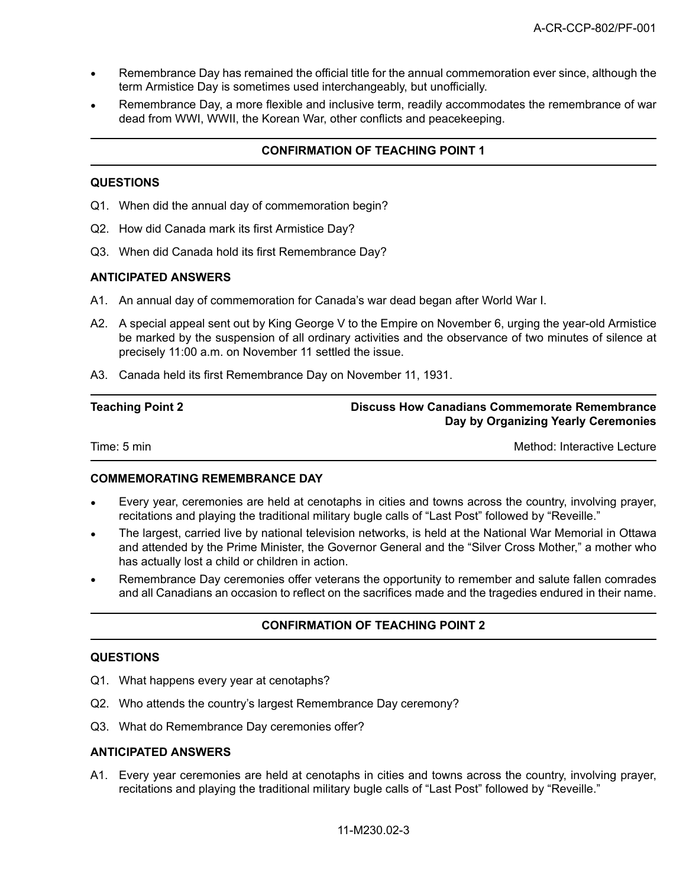- Remembrance Day has remained the official title for the annual commemoration ever since, although the term Armistice Day is sometimes used interchangeably, but unofficially.
- Remembrance Day, a more flexible and inclusive term, readily accommodates the remembrance of war dead from WWI, WWII, the Korean War, other conflicts and peacekeeping.

## CONFIRMATION OF TEACHING POINT 1

### QUESTIONS

Q1. When did the annual day of commemoration begin?

Q2. How did Canada mark its first Armistice Day?

Q3. When did Canada hold its first Remembrance Day?

### ANTICIPATED ANSWERS

A1. An annual day of commemoration for Canada's war dead began after World War I.

A2. A special appeal sent out by King George V to the Empire on November 6, urging the year-old Armistice be marked by the suspension of all ordinary activities and the observance of two minutes of silence at precisely 11:00 a.m. on November 11 settled the issue.

A3. Canada held its first Remembrance Day on November 11, 1931.

| Teaching Point 2 | Discuss How Canadians Commemorate Remembrance Day by Organizing Yearly Ceremonies |
|---|---|
| Time: 5 min | Method: Interactive Lecture |

### COMMEMORATING REMEMBRANCE DAY

- Every year, ceremonies are held at cenotaphs in cities and towns across the country, involving prayer, recitations and playing the traditional military bugle calls of "Last Post" followed by "Reveille."
- The largest, carried live by national television networks, is held at the National War Memorial in Ottawa and attended by the Prime Minister, the Governor General and the "Silver Cross Mother," a mother who has actually lost a child or children in action.
- Remembrance Day ceremonies offer veterans the opportunity to remember and salute fallen comrades and all Canadians an occasion to reflect on the sacrifices made and the tragedies endured in their name.

## CONFIRMATION OF TEACHING POINT 2

### QUESTIONS

Q1. What happens every year at cenotaphs?

Q2. Who attends the country's largest Remembrance Day ceremony?

Q3. What do Remembrance Day ceremonies offer?

### ANTICIPATED ANSWERS

A1. Every year ceremonies are held at cenotaphs in cities and towns across the country, involving prayer, recitations and playing the traditional military bugle calls of "Last Post" followed by "Reveille."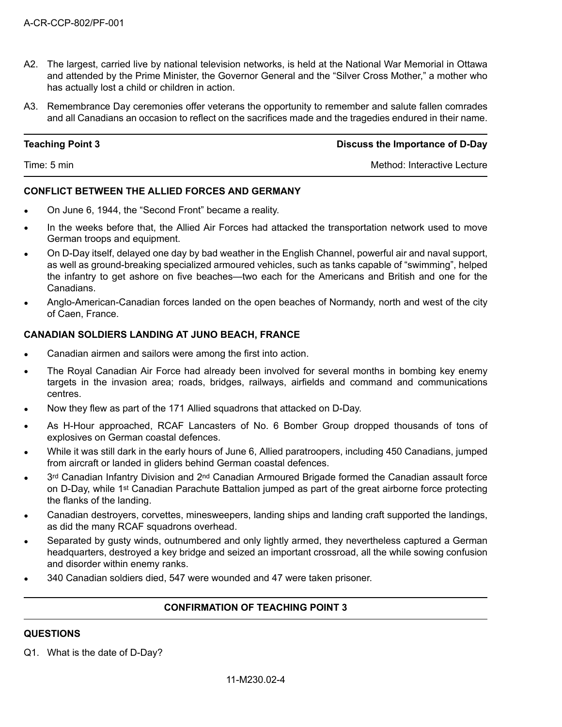A2. The largest, carried live by national television networks, is held at the National War Memorial in Ottawa and attended by the Prime Minister, the Governor General and the "Silver Cross Mother," a mother who has actually lost a child or children in action.

A3. Remembrance Day ceremonies offer veterans the opportunity to remember and salute fallen comrades and all Canadians an occasion to reflect on the sacrifices made and the tragedies endured in their name.

| **Teaching Point 3** | **Discuss the Importance of D-Day** |
|---|---|
| Time: 5 min | Method: Interactive Lecture |

**CONFLICT BETWEEN THE ALLIED FORCES AND GERMANY**

- On June 6, 1944, the "Second Front" became a reality.
- In the weeks before that, the Allied Air Forces had attacked the transportation network used to move German troops and equipment.
- On D-Day itself, delayed one day by bad weather in the English Channel, powerful air and naval support, as well as ground-breaking specialized armoured vehicles, such as tanks capable of "swimming", helped the infantry to get ashore on five beaches—two each for the Americans and British and one for the Canadians.
- Anglo-American-Canadian forces landed on the open beaches of Normandy, north and west of the city of Caen, France.

**CANADIAN SOLDIERS LANDING AT JUNO BEACH, FRANCE**

- Canadian airmen and sailors were among the first into action.
- The Royal Canadian Air Force had already been involved for several months in bombing key enemy targets in the invasion area; roads, bridges, railways, airfields and command and communications centres.
- Now they flew as part of the 171 Allied squadrons that attacked on D-Day.
- As H-Hour approached, RCAF Lancasters of No. 6 Bomber Group dropped thousands of tons of explosives on German coastal defences.
- While it was still dark in the early hours of June 6, Allied paratroopers, including 450 Canadians, jumped from aircraft or landed in gliders behind German coastal defences.
- 3rd Canadian Infantry Division and 2nd Canadian Armoured Brigade formed the Canadian assault force on D-Day, while 1st Canadian Parachute Battalion jumped as part of the great airborne force protecting the flanks of the landing.
- Canadian destroyers, corvettes, minesweepers, landing ships and landing craft supported the landings, as did the many RCAF squadrons overhead.
- Separated by gusty winds, outnumbered and only lightly armed, they nevertheless captured a German headquarters, destroyed a key bridge and seized an important crossroad, all the while sowing confusion and disorder within enemy ranks.
- 340 Canadian soldiers died, 547 were wounded and 47 were taken prisoner.

**CONFIRMATION OF TEACHING POINT 3**

**QUESTIONS**

Q1. What is the date of D-Day?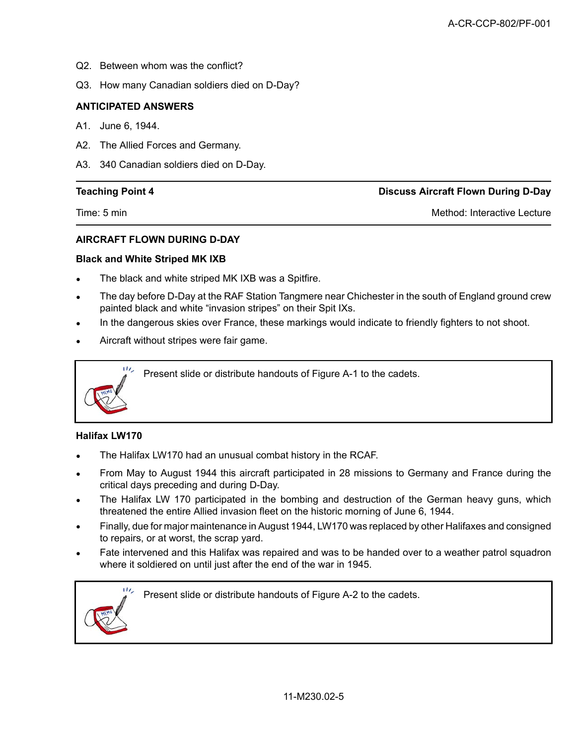Q2. Between whom was the conflict?

Q3. How many Canadian soldiers died on D-Day?

**ANTICIPATED ANSWERS**

A1. June 6, 1944.

A2. The Allied Forces and Germany.

A3. 340 Canadian soldiers died on D-Day.

| **Teaching Point 4** | **Discuss Aircraft Flown During D-Day** |
|---|---|
| Time: 5 min | Method: Interactive Lecture |

**AIRCRAFT FLOWN DURING D-DAY**

**Black and White Striped MK IXB**

- The black and white striped MK IXB was a Spitfire.
- The day before D-Day at the RAF Station Tangmere near Chichester in the south of England ground crew painted black and white "invasion stripes" on their Spit IXs.
- In the dangerous skies over France, these markings would indicate to friendly fighters to not shoot.
- Aircraft without stripes were fair game.

> Present slide or distribute handouts of Figure A-1 to the cadets.

**Halifax LW170**

- The Halifax LW170 had an unusual combat history in the RCAF.
- From May to August 1944 this aircraft participated in 28 missions to Germany and France during the critical days preceding and during D-Day.
- The Halifax LW 170 participated in the bombing and destruction of the German heavy guns, which threatened the entire Allied invasion fleet on the historic morning of June 6, 1944.
- Finally, due for major maintenance in August 1944, LW170 was replaced by other Halifaxes and consigned to repairs, or at worst, the scrap yard.
- Fate intervened and this Halifax was repaired and was to be handed over to a weather patrol squadron where it soldiered on until just after the end of the war in 1945.

> Present slide or distribute handouts of Figure A-2 to the cadets.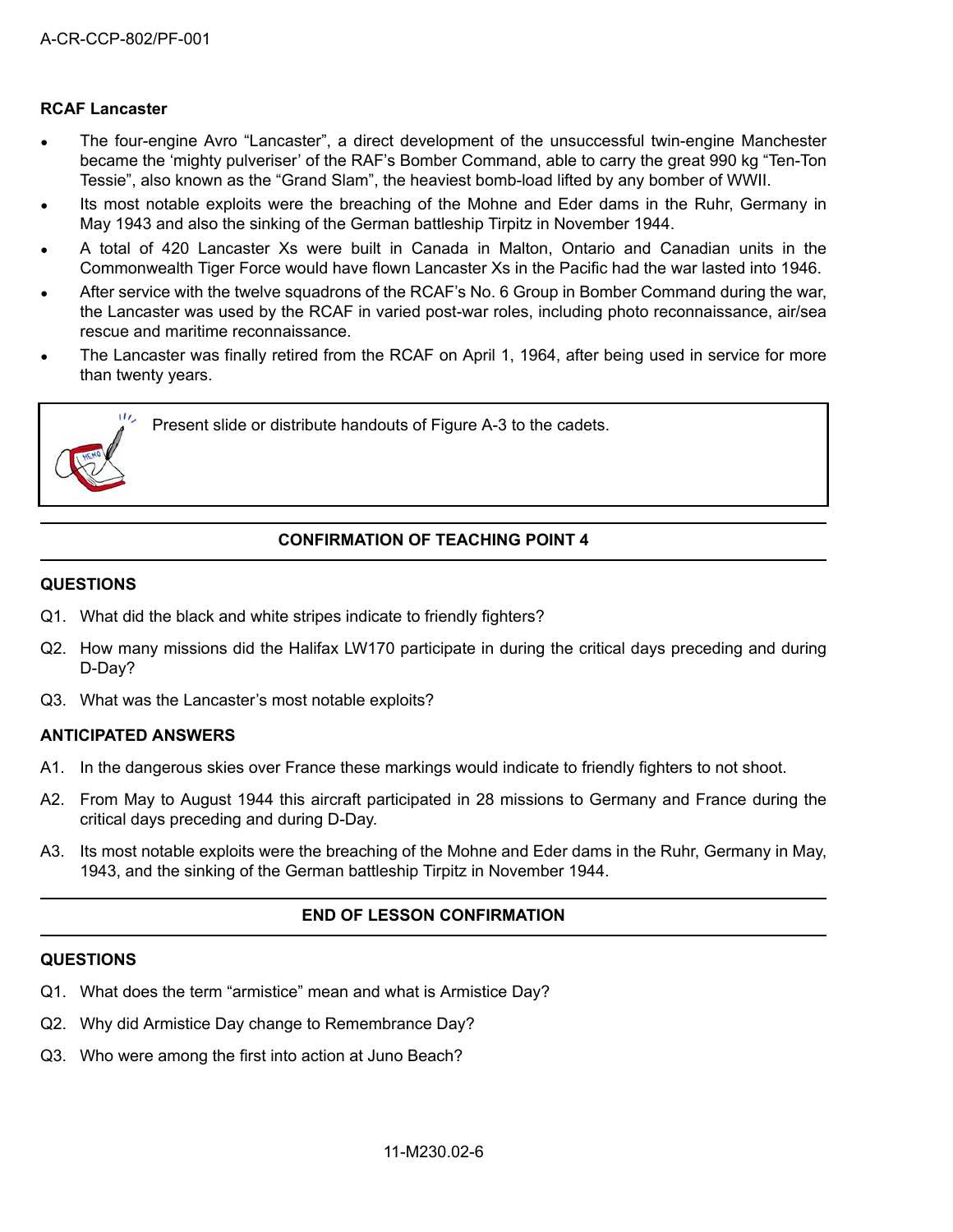**RCAF Lancaster**

- The four-engine Avro "Lancaster", a direct development of the unsuccessful twin-engine Manchester became the 'mighty pulveriser' of the RAF's Bomber Command, able to carry the great 990 kg "Ten-Ton Tessie", also known as the "Grand Slam", the heaviest bomb-load lifted by any bomber of WWII.
- Its most notable exploits were the breaching of the Mohne and Eder dams in the Ruhr, Germany in May 1943 and also the sinking of the German battleship Tirpitz in November 1944.
- A total of 420 Lancaster Xs were built in Canada in Malton, Ontario and Canadian units in the Commonwealth Tiger Force would have flown Lancaster Xs in the Pacific had the war lasted into 1946.
- After service with the twelve squadrons of the RCAF's No. 6 Group in Bomber Command during the war, the Lancaster was used by the RCAF in varied post-war roles, including photo reconnaissance, air/sea rescue and maritime reconnaissance.
- The Lancaster was finally retired from the RCAF on April 1, 1964, after being used in service for more than twenty years.

> Present slide or distribute handouts of Figure A-3 to the cadets.

### CONFIRMATION OF TEACHING POINT 4

**QUESTIONS**

Q1. What did the black and white stripes indicate to friendly fighters?

Q2. How many missions did the Halifax LW170 participate in during the critical days preceding and during D-Day?

Q3. What was the Lancaster's most notable exploits?

**ANTICIPATED ANSWERS**

A1. In the dangerous skies over France these markings would indicate to friendly fighters to not shoot.

A2. From May to August 1944 this aircraft participated in 28 missions to Germany and France during the critical days preceding and during D-Day.

A3. Its most notable exploits were the breaching of the Mohne and Eder dams in the Ruhr, Germany in May, 1943, and the sinking of the German battleship Tirpitz in November 1944.

### END OF LESSON CONFIRMATION

**QUESTIONS**

Q1. What does the term "armistice" mean and what is Armistice Day?

Q2. Why did Armistice Day change to Remembrance Day?

Q3. Who were among the first into action at Juno Beach?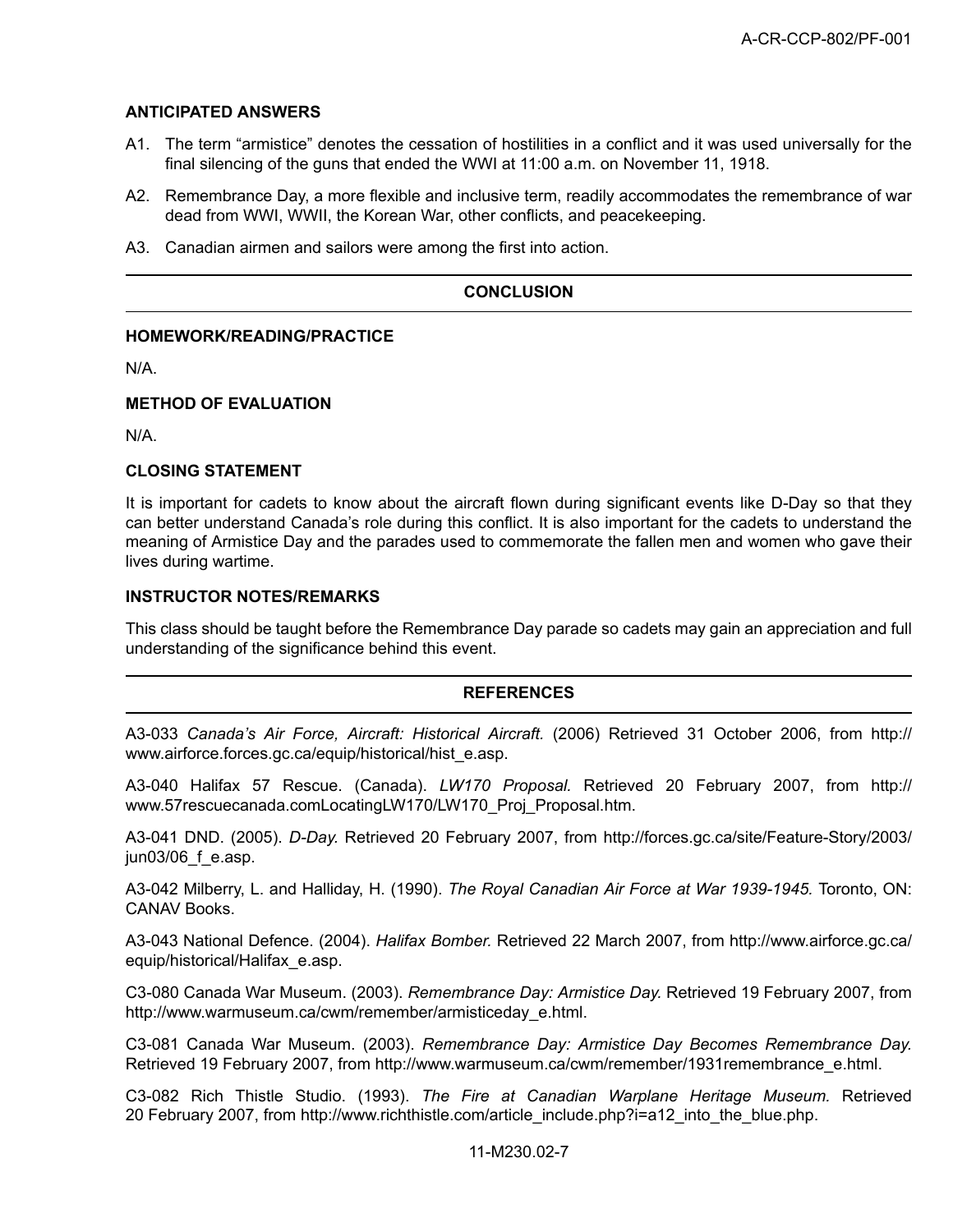**ANTICIPATED ANSWERS**

A1. The term "armistice" denotes the cessation of hostilities in a conflict and it was used universally for the final silencing of the guns that ended the WWI at 11:00 a.m. on November 11, 1918.

A2. Remembrance Day, a more flexible and inclusive term, readily accommodates the remembrance of war dead from WWI, WWII, the Korean War, other conflicts, and peacekeeping.

A3. Canadian airmen and sailors were among the first into action.

## CONCLUSION

**HOMEWORK/READING/PRACTICE**

N/A.

**METHOD OF EVALUATION**

N/A.

**CLOSING STATEMENT**

It is important for cadets to know about the aircraft flown during significant events like D-Day so that they can better understand Canada's role during this conflict. It is also important for the cadets to understand the meaning of Armistice Day and the parades used to commemorate the fallen men and women who gave their lives during wartime.

**INSTRUCTOR NOTES/REMARKS**

This class should be taught before the Remembrance Day parade so cadets may gain an appreciation and full understanding of the significance behind this event.

## REFERENCES

A3-033 *Canada's Air Force, Aircraft: Historical Aircraft.* (2006) Retrieved 31 October 2006, from http://www.airforce.forces.gc.ca/equip/historical/hist_e.asp.

A3-040 Halifax 57 Rescue. (Canada). *LW170 Proposal.* Retrieved 20 February 2007, from http://www.57rescuecanada.comLocatingLW170/LW170_Proj_Proposal.htm.

A3-041 DND. (2005). *D-Day.* Retrieved 20 February 2007, from http://forces.gc.ca/site/Feature-Story/2003/jun03/06_f_e.asp.

A3-042 Milberry, L. and Halliday, H. (1990). *The Royal Canadian Air Force at War 1939-1945.* Toronto, ON: CANAV Books.

A3-043 National Defence. (2004). *Halifax Bomber.* Retrieved 22 March 2007, from http://www.airforce.gc.ca/equip/historical/Halifax_e.asp.

C3-080 Canada War Museum. (2003). *Remembrance Day: Armistice Day.* Retrieved 19 February 2007, from http://www.warmuseum.ca/cwm/remember/armisticeday_e.html.

C3-081 Canada War Museum. (2003). *Remembrance Day: Armistice Day Becomes Remembrance Day.* Retrieved 19 February 2007, from http://www.warmuseum.ca/cwm/remember/1931remembrance_e.html.

C3-082 Rich Thistle Studio. (1993). *The Fire at Canadian Warplane Heritage Museum.* Retrieved 20 February 2007, from http://www.richthistle.com/article_include.php?i=a12_into_the_blue.php.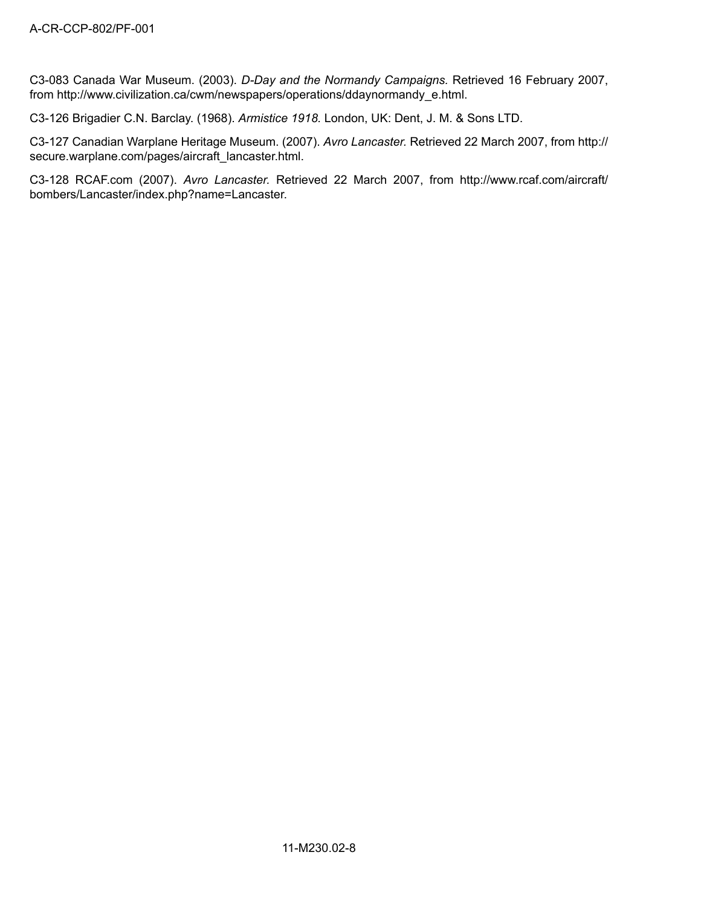C3-083 Canada War Museum. (2003). *D-Day and the Normandy Campaigns.* Retrieved 16 February 2007, from http://www.civilization.ca/cwm/newspapers/operations/ddaynormandy_e.html.

C3-126 Brigadier C.N. Barclay. (1968). *Armistice 1918*. London, UK: Dent, J. M. & Sons LTD.

C3-127 Canadian Warplane Heritage Museum. (2007). *Avro Lancaster.* Retrieved 22 March 2007, from http://secure.warplane.com/pages/aircraft_lancaster.html.

C3-128 RCAF.com (2007). *Avro Lancaster.* Retrieved 22 March 2007, from http://www.rcaf.com/aircraft/bombers/Lancaster/index.php?name=Lancaster.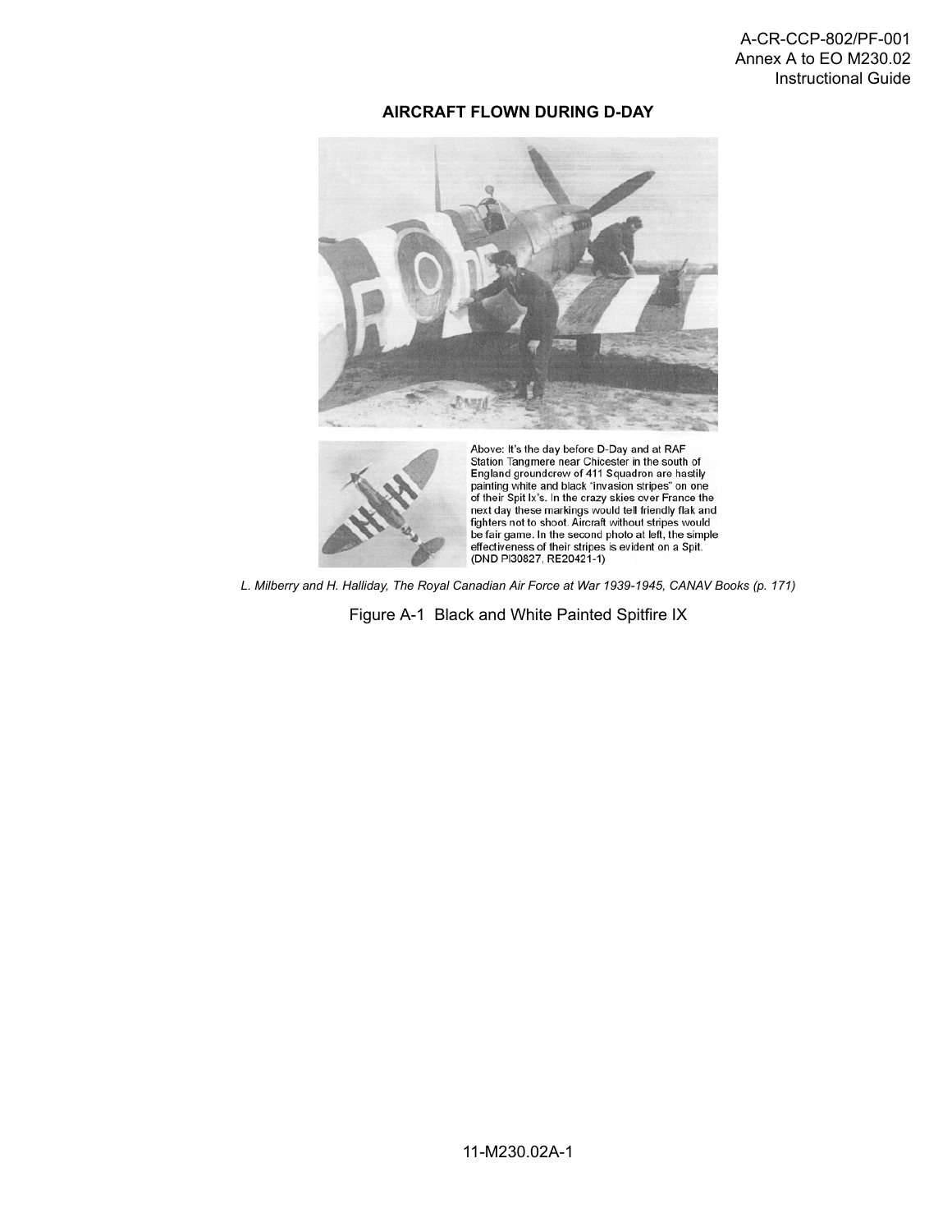## AIRCRAFT FLOWN DURING D-DAY

Above: It's the day before D-Day and at RAF Station Tangmere near Chicester in the south of England groundcrew of 411 Squadron are hastily painting white and black "invasion stripes" on one of their Spit Ix's. In the crazy skies over France the next day these markings would tell friendly flak and fighters not to shoot. Aircraft without stripes would be fair game. In the second photo at left, the simple effectiveness of their stripes is evident on a Spit. (DND PI30827, RE20421-1)

*L. Milberry and H. Halliday, The Royal Canadian Air Force at War 1939-1945, CANAV Books (p. 171)*

Figure A-1 Black and White Painted Spitfire IX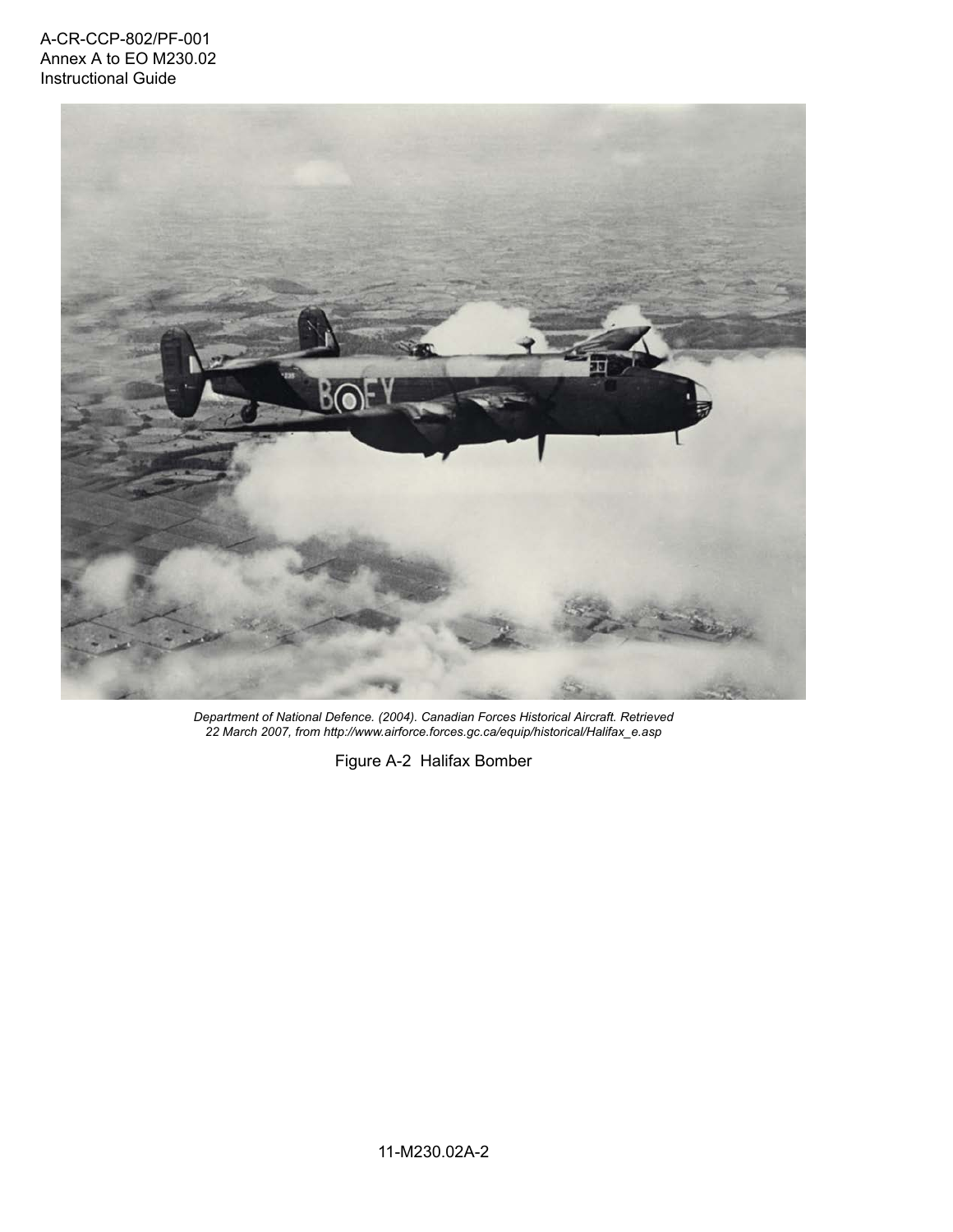*Department of National Defence. (2004). Canadian Forces Historical Aircraft. Retrieved 22 March 2007, from http://www.airforce.forces.gc.ca/equip/historical/Halifax_e.asp*

Figure A-2 Halifax Bomber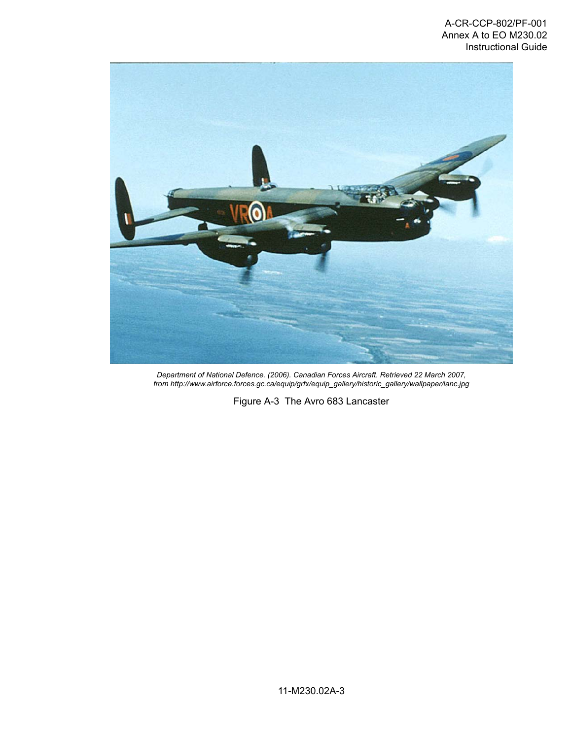*Department of National Defence. (2006). Canadian Forces Aircraft. Retrieved 22 March 2007, from http://www.airforce.forces.gc.ca/equip/grfx/equip_gallery/historic_gallery/wallpaper/lanc.jpg*

Figure A-3 The Avro 683 Lancaster